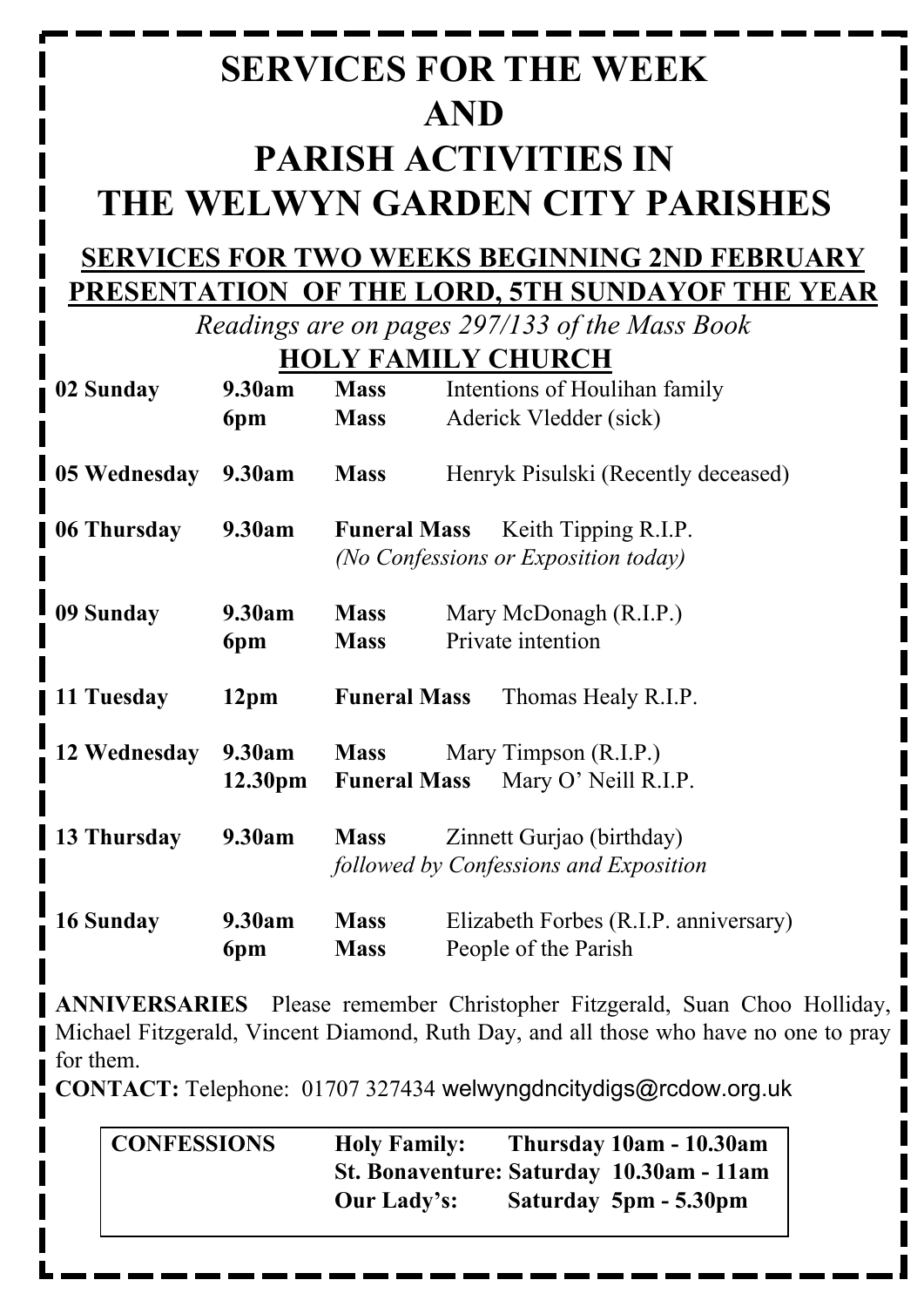# SERVICES FOR THE WEEK AND PARISH ACTIVITIES IN THE WELWYN GARDEN CITY PARISHES

## SERVICES FOR TWO WEEKS BEGINNING 2ND FEBRUARY PRESENTATION OF THE LORD, 5TH SUNDAYOF THE YEAR

*Readings are on pages 297/133 of the Mass Book*

### HOLY FAMILY CHURCH

| Day | Time | Service | Intention |
|---|---|---|---|
| **02 Sunday** | **9.30am** | **Mass** | Intentions of Houlihan family |
| | **6pm** | **Mass** | Aderick Vledder (sick) |
| **05 Wednesday** | **9.30am** | **Mass** | Henryk Pisulski (Recently deceased) |
| **06 Thursday** | **9.30am** | **Funeral Mass** | Keith Tipping R.I.P. *(No Confessions or Exposition today)* |
| **09 Sunday** | **9.30am** | **Mass** | Mary McDonagh (R.I.P.) |
| | **6pm** | **Mass** | Private intention |
| **11 Tuesday** | **12pm** | **Funeral Mass** | Thomas Healy R.I.P. |
| **12 Wednesday** | **9.30am** | **Mass** | Mary Timpson (R.I.P.) |
| | **12.30pm** | **Funeral Mass** | Mary O' Neill R.I.P. |
| **13 Thursday** | **9.30am** | **Mass** | Zinnett Gurjao (birthday) *followed by Confessions and Exposition* |
| **16 Sunday** | **9.30am** | **Mass** | Elizabeth Forbes (R.I.P. anniversary) |
| | **6pm** | **Mass** | People of the Parish |

**ANNIVERSARIES** Please remember Christopher Fitzgerald, Suan Choo Holliday, Michael Fitzgerald, Vincent Diamond, Ruth Day, and all those who have no one to pray for them.

**CONTACT:** Telephone: 01707 327434 welwyngdncitydigs@rcdow.org.uk

| **CONFESSIONS** | | |
|---|---|---|
| | **Holy Family:** | **Thursday 10am - 10.30am** |
| | **St. Bonaventure:** | **Saturday 10.30am - 11am** |
| | **Our Lady's:** | **Saturday 5pm - 5.30pm** |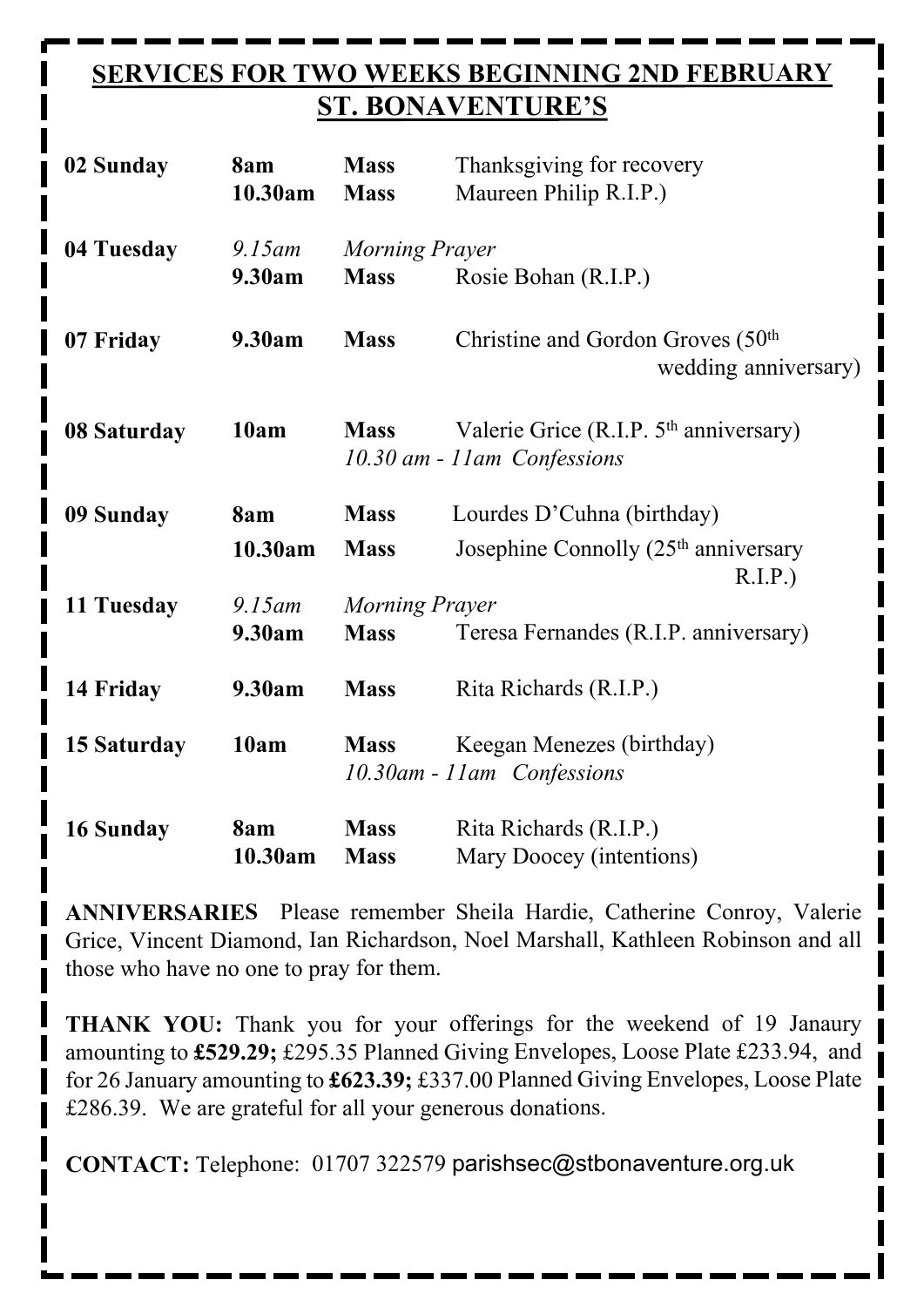## SERVICES FOR TWO WEEKS BEGINNING 2ND FEBRUARY
## ST. BONAVENTURE'S

| | | | |
|---|---|---|---|
| **02 Sunday** | **8am** | **Mass** | Thanksgiving for recovery |
| | **10.30am** | **Mass** | Maureen Philip R.I.P.) |
| **04 Tuesday** | *9.15am* | *Morning Prayer* | |
| | **9.30am** | **Mass** | Rosie Bohan (R.I.P.) |
| **07 Friday** | **9.30am** | **Mass** | Christine and Gordon Groves (50th wedding anniversary) |
| **08 Saturday** | **10am** | **Mass** | Valerie Grice (R.I.P. 5th anniversary) |
| | | *10.30 am - 11am Confessions* | |
| **09 Sunday** | **8am** | **Mass** | Lourdes D'Cuhna (birthday) |
| | **10.30am** | **Mass** | Josephine Connolly (25th anniversary R.I.P.) |
| **11 Tuesday** | *9.15am* | *Morning Prayer* | |
| | **9.30am** | **Mass** | Teresa Fernandes (R.I.P. anniversary) |
| **14 Friday** | **9.30am** | **Mass** | Rita Richards (R.I.P.) |
| **15 Saturday** | **10am** | **Mass** | Keegan Menezes (birthday) |
| | | *10.30am - 11am Confessions* | |
| **16 Sunday** | **8am** | **Mass** | Rita Richards (R.I.P.) |
| | **10.30am** | **Mass** | Mary Doocey (intentions) |

**ANNIVERSARIES** Please remember Sheila Hardie, Catherine Conroy, Valerie Grice, Vincent Diamond, Ian Richardson, Noel Marshall, Kathleen Robinson and all those who have no one to pray for them.

**THANK YOU:** Thank you for your offerings for the weekend of 19 Janaury amounting to **£529.29;** £295.35 Planned Giving Envelopes, Loose Plate £233.94, and for 26 January amounting to **£623.39;** £337.00 Planned Giving Envelopes, Loose Plate £286.39. We are grateful for all your generous donations.

**CONTACT:** Telephone: 01707 322579 parishsec@stbonaventure.org.uk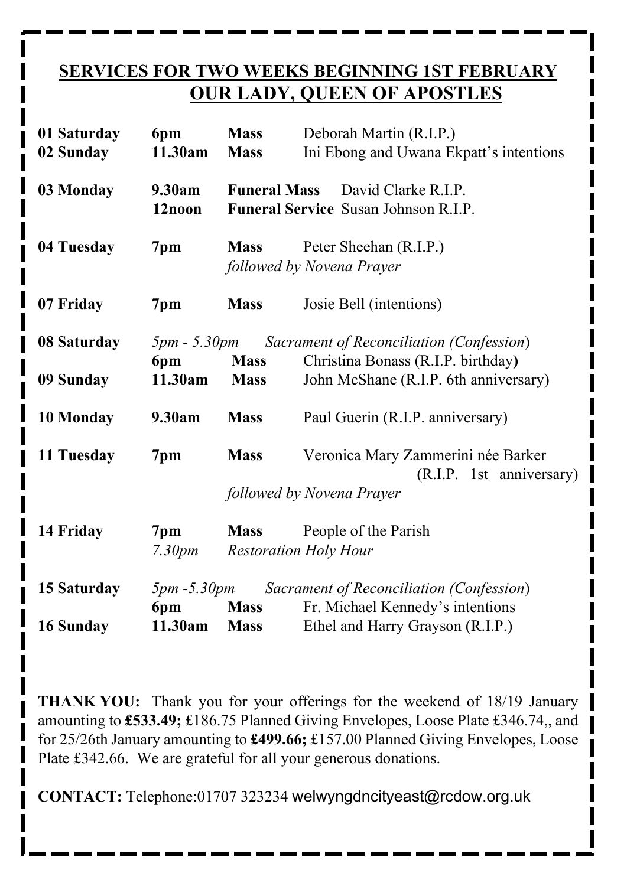## SERVICES FOR TWO WEEKS BEGINNING 1ST FEBRUARY
## OUR LADY, QUEEN OF APOSTLES

| | | | |
|---|---|---|---|
| **01 Saturday** | **6pm** | **Mass** | Deborah Martin (R.I.P.) |
| **02 Sunday** | **11.30am** | **Mass** | Ini Ebong and Uwana Ekpatt's intentions |
| **03 Monday** | **9.30am** | **Funeral Mass** | David Clarke R.I.P. |
| | **12noon** | **Funeral Service** | Susan Johnson R.I.P. |
| **04 Tuesday** | **7pm** | **Mass** | Peter Sheehan (R.I.P.) |
| | | *followed by Novena Prayer* | |
| **07 Friday** | **7pm** | **Mass** | Josie Bell (intentions) |
| **08 Saturday** | *5pm - 5.30pm* | *Sacrament of Reconciliation (Confession)* | |
| | **6pm** | **Mass** | Christina Bonass (R.I.P. birthday) |
| **09 Sunday** | **11.30am** | **Mass** | John McShane (R.I.P. 6th anniversary) |
| **10 Monday** | **9.30am** | **Mass** | Paul Guerin (R.I.P. anniversary) |
| **11 Tuesday** | **7pm** | **Mass** | Veronica Mary Zammerini née Barker (R.I.P. 1st anniversary) |
| | | *followed by Novena Prayer* | |
| **14 Friday** | **7pm** | **Mass** | People of the Parish |
| | *7.30pm* | *Restoration Holy Hour* | |
| **15 Saturday** | *5pm -5.30pm* | *Sacrament of Reconciliation (Confession)* | |
| | **6pm** | **Mass** | Fr. Michael Kennedy's intentions |
| **16 Sunday** | **11.30am** | **Mass** | Ethel and Harry Grayson (R.I.P.) |

**THANK YOU:** Thank you for your offerings for the weekend of 18/19 January amounting to **£533.49;** £186.75 Planned Giving Envelopes, Loose Plate £346.74,, and for 25/26th January amounting to **£499.66;** £157.00 Planned Giving Envelopes, Loose Plate £342.66. We are grateful for all your generous donations.

**CONTACT:** Telephone:01707 323234 welwyngdncityeast@rcdow.org.uk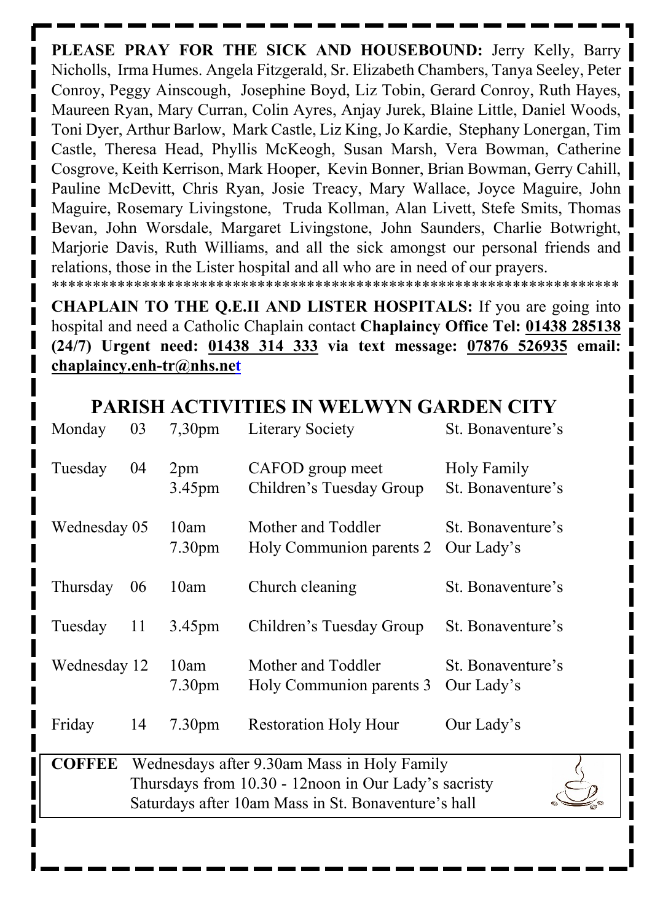**PLEASE PRAY FOR THE SICK AND HOUSEBOUND:** Jerry Kelly, Barry Nicholls, Irma Humes. Angela Fitzgerald, Sr. Elizabeth Chambers, Tanya Seeley, Peter Conroy, Peggy Ainscough, Josephine Boyd, Liz Tobin, Gerard Conroy, Ruth Hayes, Maureen Ryan, Mary Curran, Colin Ayres, Anjay Jurek, Blaine Little, Daniel Woods, Toni Dyer, Arthur Barlow, Mark Castle, Liz King, Jo Kardie, Stephany Lonergan, Tim Castle, Theresa Head, Phyllis McKeogh, Susan Marsh, Vera Bowman, Catherine Cosgrove, Keith Kerrison, Mark Hooper, Kevin Bonner, Brian Bowman, Gerry Cahill, Pauline McDevitt, Chris Ryan, Josie Treacy, Mary Wallace, Joyce Maguire, John Maguire, Rosemary Livingstone, Truda Kollman, Alan Livett, Stefe Smits, Thomas Bevan, John Worsdale, Margaret Livingstone, John Saunders, Charlie Botwright, Marjorie Davis, Ruth Williams, and all the sick amongst our personal friends and relations, those in the Lister hospital and all who are in need of our prayers.

\*\*\*\*\*\*\*\*\*\*\*\*\*\*\*\*\*\*\*\*\*\*\*\*\*\*\*\*\*\*\*\*\*\*\*\*\*\*\*\*\*\*\*\*\*\*\*\*\*\*\*\*\*\*\*\*\*\*\*\*\*\*\*\*\*\*\*\*

**CHAPLAIN TO THE Q.E.II AND LISTER HOSPITALS:** If you are going into hospital and need a Catholic Chaplain contact **Chaplaincy Office Tel: 01438 285138 (24/7) Urgent need: 01438 314 333 via text message: 07876 526935 email: chaplaincy.enh-tr@nhs.net**

## PARISH ACTIVITIES IN WELWYN GARDEN CITY

| | | | | |
|---|---|---|---|---|
| Monday | 03 | 7,30pm | Literary Society | St. Bonaventure's |
| Tuesday | 04 | 2pm | CAFOD group meet | Holy Family |
| | | 3.45pm | Children's Tuesday Group | St. Bonaventure's |
| Wednesday | 05 | 10am | Mother and Toddler | St. Bonaventure's |
| | | 7.30pm | Holy Communion parents 2 | Our Lady's |
| Thursday | 06 | 10am | Church cleaning | St. Bonaventure's |
| Tuesday | 11 | 3.45pm | Children's Tuesday Group | St. Bonaventure's |
| Wednesday | 12 | 10am | Mother and Toddler | St. Bonaventure's |
| | | 7.30pm | Holy Communion parents 3 | Our Lady's |
| Friday | 14 | 7.30pm | Restoration Holy Hour | Our Lady's |

**COFFEE** Wednesdays after 9.30am Mass in Holy Family
Thursdays from 10.30 - 12noon in Our Lady's sacristy
Saturdays after 10am Mass in St. Bonaventure's hall